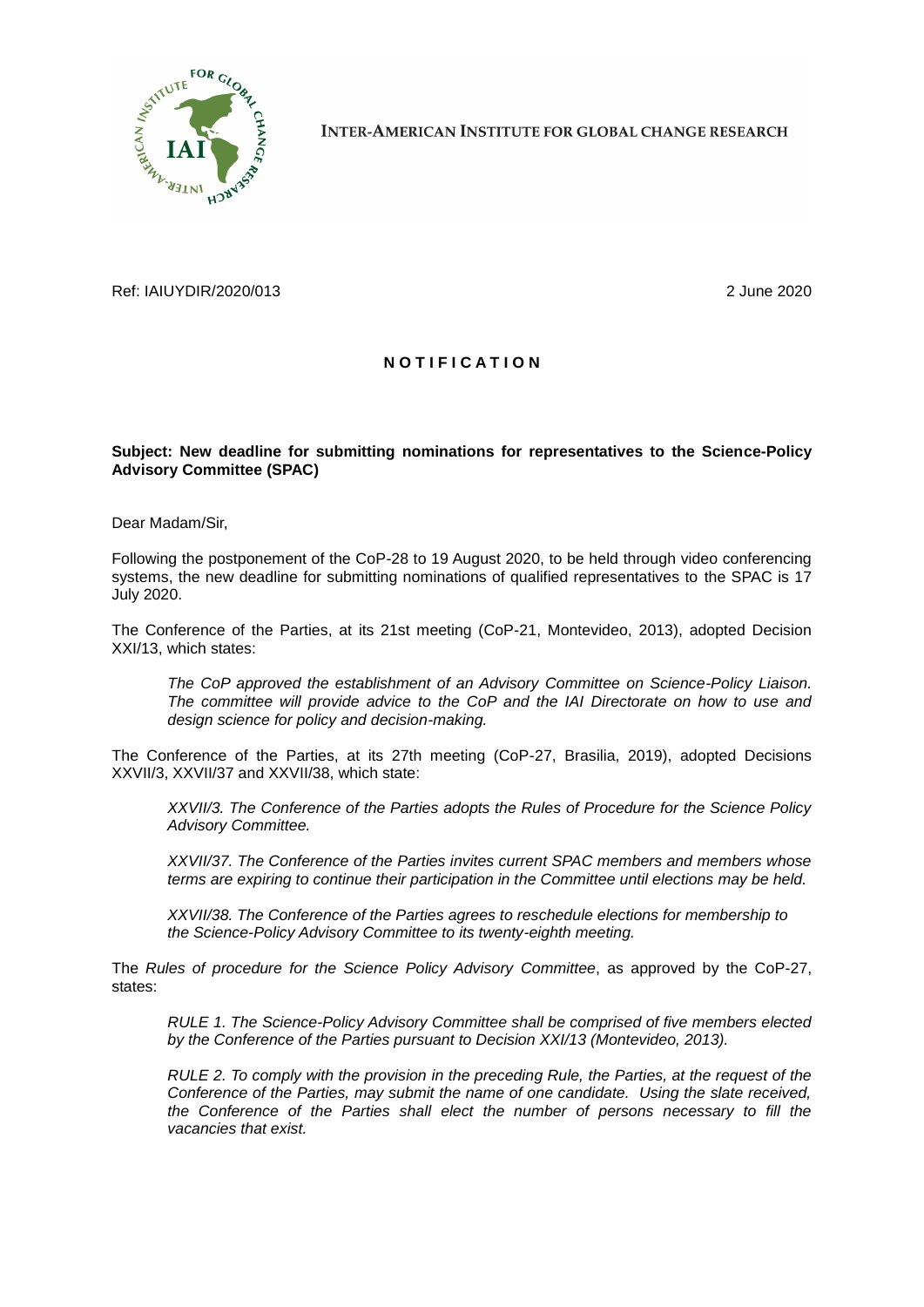INTER-AMERICAN INSTITUTE FOR GLOBAL CHANGE RESEARCH

Ref: IAIUYDIR/2020/013

2 June 2020

# N O T I F I C A T I O N

**Subject: New deadline for submitting nominations for representatives to the Science-Policy Advisory Committee (SPAC)**

Dear Madam/Sir,

Following the postponement of the CoP-28 to 19 August 2020, to be held through video conferencing systems, the new deadline for submitting nominations of qualified representatives to the SPAC is 17 July 2020.

The Conference of the Parties, at its 21st meeting (CoP-21, Montevideo, 2013), adopted Decision XXI/13, which states:

> *The CoP approved the establishment of an Advisory Committee on Science-Policy Liaison. The committee will provide advice to the CoP and the IAI Directorate on how to use and design science for policy and decision-making.*

The Conference of the Parties, at its 27th meeting (CoP-27, Brasilia, 2019), adopted Decisions XXVII/3, XXVII/37 and XXVII/38, which state:

> *XXVII/3. The Conference of the Parties adopts the Rules of Procedure for the Science Policy Advisory Committee.*
>
> *XXVII/37. The Conference of the Parties invites current SPAC members and members whose terms are expiring to continue their participation in the Committee until elections may be held.*
>
> *XXVII/38. The Conference of the Parties agrees to reschedule elections for membership to the Science-Policy Advisory Committee to its twenty-eighth meeting.*

The *Rules of procedure for the Science Policy Advisory Committee*, as approved by the CoP-27, states:

> *RULE 1. The Science-Policy Advisory Committee shall be comprised of five members elected by the Conference of the Parties pursuant to Decision XXI/13 (Montevideo, 2013).*
>
> *RULE 2. To comply with the provision in the preceding Rule, the Parties, at the request of the Conference of the Parties, may submit the name of one candidate. Using the slate received, the Conference of the Parties shall elect the number of persons necessary to fill the vacancies that exist.*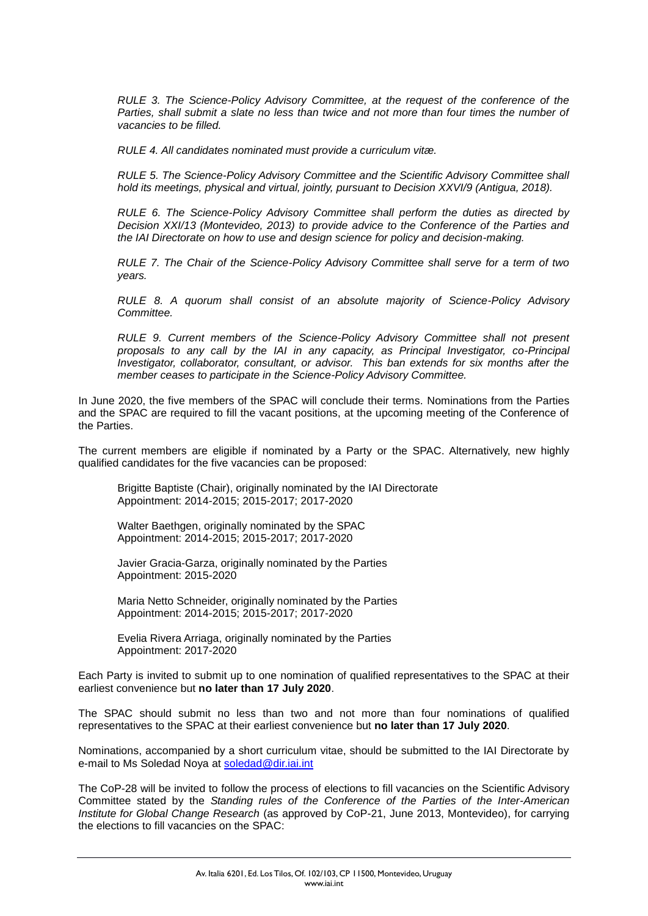*RULE 3. The Science-Policy Advisory Committee, at the request of the conference of the Parties, shall submit a slate no less than twice and not more than four times the number of vacancies to be filled.*

*RULE 4. All candidates nominated must provide a curriculum vitæ.*

*RULE 5. The Science-Policy Advisory Committee and the Scientific Advisory Committee shall hold its meetings, physical and virtual, jointly, pursuant to Decision XXVI/9 (Antigua, 2018).*

*RULE 6. The Science-Policy Advisory Committee shall perform the duties as directed by Decision XXI/13 (Montevideo, 2013) to provide advice to the Conference of the Parties and the IAI Directorate on how to use and design science for policy and decision-making.*

*RULE 7. The Chair of the Science-Policy Advisory Committee shall serve for a term of two years.*

*RULE 8. A quorum shall consist of an absolute majority of Science-Policy Advisory Committee.*

*RULE 9. Current members of the Science-Policy Advisory Committee shall not present proposals to any call by the IAI in any capacity, as Principal Investigator, co-Principal Investigator, collaborator, consultant, or advisor. This ban extends for six months after the member ceases to participate in the Science-Policy Advisory Committee.*

In June 2020, the five members of the SPAC will conclude their terms. Nominations from the Parties and the SPAC are required to fill the vacant positions, at the upcoming meeting of the Conference of the Parties.

The current members are eligible if nominated by a Party or the SPAC. Alternatively, new highly qualified candidates for the five vacancies can be proposed:

Brigitte Baptiste (Chair), originally nominated by the IAI Directorate
Appointment: 2014-2015; 2015-2017; 2017-2020

Walter Baethgen, originally nominated by the SPAC
Appointment: 2014-2015; 2015-2017; 2017-2020

Javier Gracia-Garza, originally nominated by the Parties
Appointment: 2015-2020

Maria Netto Schneider, originally nominated by the Parties
Appointment: 2014-2015; 2015-2017; 2017-2020

Evelia Rivera Arriaga, originally nominated by the Parties
Appointment: 2017-2020

Each Party is invited to submit up to one nomination of qualified representatives to the SPAC at their earliest convenience but **no later than 17 July 2020**.

The SPAC should submit no less than two and not more than four nominations of qualified representatives to the SPAC at their earliest convenience but **no later than 17 July 2020**.

Nominations, accompanied by a short curriculum vitae, should be submitted to the IAI Directorate by e-mail to Ms Soledad Noya at soledad@dir.iai.int

The CoP-28 will be invited to follow the process of elections to fill vacancies on the Scientific Advisory Committee stated by the *Standing rules of the Conference of the Parties of the Inter-American Institute for Global Change Research* (as approved by CoP-21, June 2013, Montevideo), for carrying the elections to fill vacancies on the SPAC: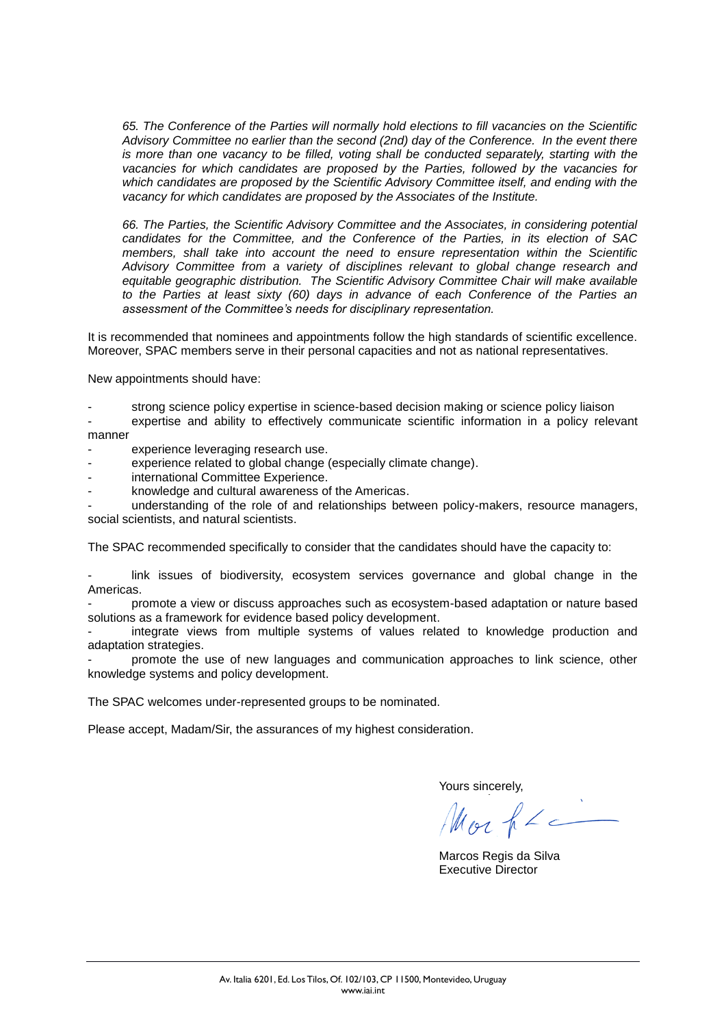*65. The Conference of the Parties will normally hold elections to fill vacancies on the Scientific Advisory Committee no earlier than the second (2nd) day of the Conference. In the event there is more than one vacancy to be filled, voting shall be conducted separately, starting with the vacancies for which candidates are proposed by the Parties, followed by the vacancies for which candidates are proposed by the Scientific Advisory Committee itself, and ending with the vacancy for which candidates are proposed by the Associates of the Institute.*

*66. The Parties, the Scientific Advisory Committee and the Associates, in considering potential candidates for the Committee, and the Conference of the Parties, in its election of SAC members, shall take into account the need to ensure representation within the Scientific Advisory Committee from a variety of disciplines relevant to global change research and equitable geographic distribution. The Scientific Advisory Committee Chair will make available to the Parties at least sixty (60) days in advance of each Conference of the Parties an assessment of the Committee's needs for disciplinary representation.*

It is recommended that nominees and appointments follow the high standards of scientific excellence. Moreover, SPAC members serve in their personal capacities and not as national representatives.

New appointments should have:

- strong science policy expertise in science-based decision making or science policy liaison
- expertise and ability to effectively communicate scientific information in a policy relevant manner
- experience leveraging research use.
- experience related to global change (especially climate change).
- international Committee Experience.
- knowledge and cultural awareness of the Americas.
- understanding of the role of and relationships between policy-makers, resource managers, social scientists, and natural scientists.

The SPAC recommended specifically to consider that the candidates should have the capacity to:

- link issues of biodiversity, ecosystem services governance and global change in the Americas.
- promote a view or discuss approaches such as ecosystem-based adaptation or nature based solutions as a framework for evidence based policy development.
- integrate views from multiple systems of values related to knowledge production and adaptation strategies.
- promote the use of new languages and communication approaches to link science, other knowledge systems and policy development.

The SPAC welcomes under-represented groups to be nominated.

Please accept, Madam/Sir, the assurances of my highest consideration.

Yours sincerely,

Marcos Regis da Silva
Executive Director

Av. Italia 6201, Ed. Los Tilos, Of. 102/103, CP 11500, Montevideo, Uruguay
www.iai.int